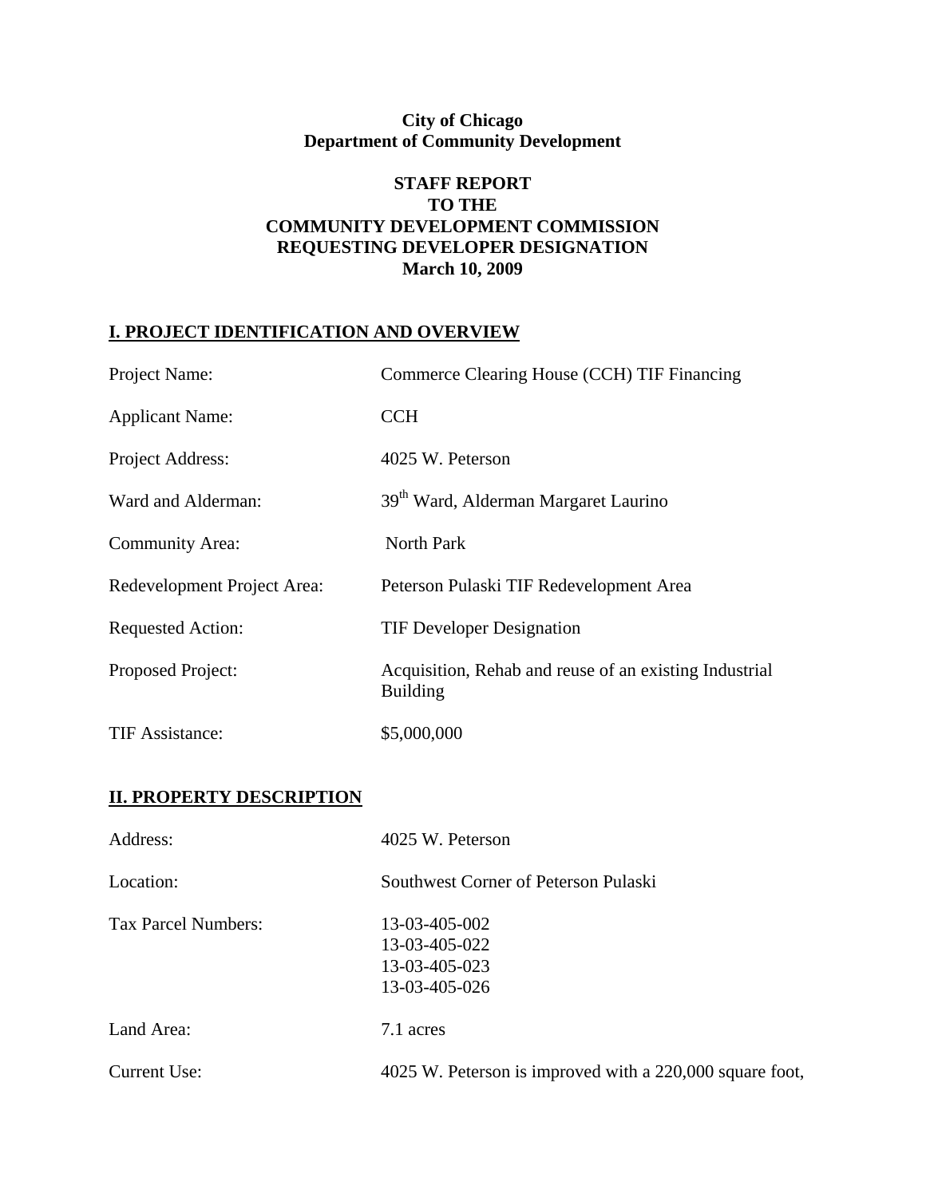**City of Chicago**
**Department of Community Development**

**STAFF REPORT**
**TO THE**
**COMMUNITY DEVELOPMENT COMMISSION**
**REQUESTING DEVELOPER DESIGNATION**
**March 10, 2009**

## I. PROJECT IDENTIFICATION AND OVERVIEW

| | |
|---|---|
| Project Name: | Commerce Clearing House (CCH) TIF Financing |
| Applicant Name: | CCH |
| Project Address: | 4025 W. Peterson |
| Ward and Alderman: | 39th Ward, Alderman Margaret Laurino |
| Community Area: | North Park |
| Redevelopment Project Area: | Peterson Pulaski TIF Redevelopment Area |
| Requested Action: | TIF Developer Designation |
| Proposed Project: | Acquisition, Rehab and reuse of an existing Industrial Building |
| TIF Assistance: | $5,000,000 |

## II. PROPERTY DESCRIPTION

| | |
|---|---|
| Address: | 4025 W. Peterson |
| Location: | Southwest Corner of Peterson Pulaski |
| Tax Parcel Numbers: | 13-03-405-002<br>13-03-405-022<br>13-03-405-023<br>13-03-405-026 |
| Land Area: | 7.1 acres |
| Current Use: | 4025 W. Peterson is improved with a 220,000 square foot, |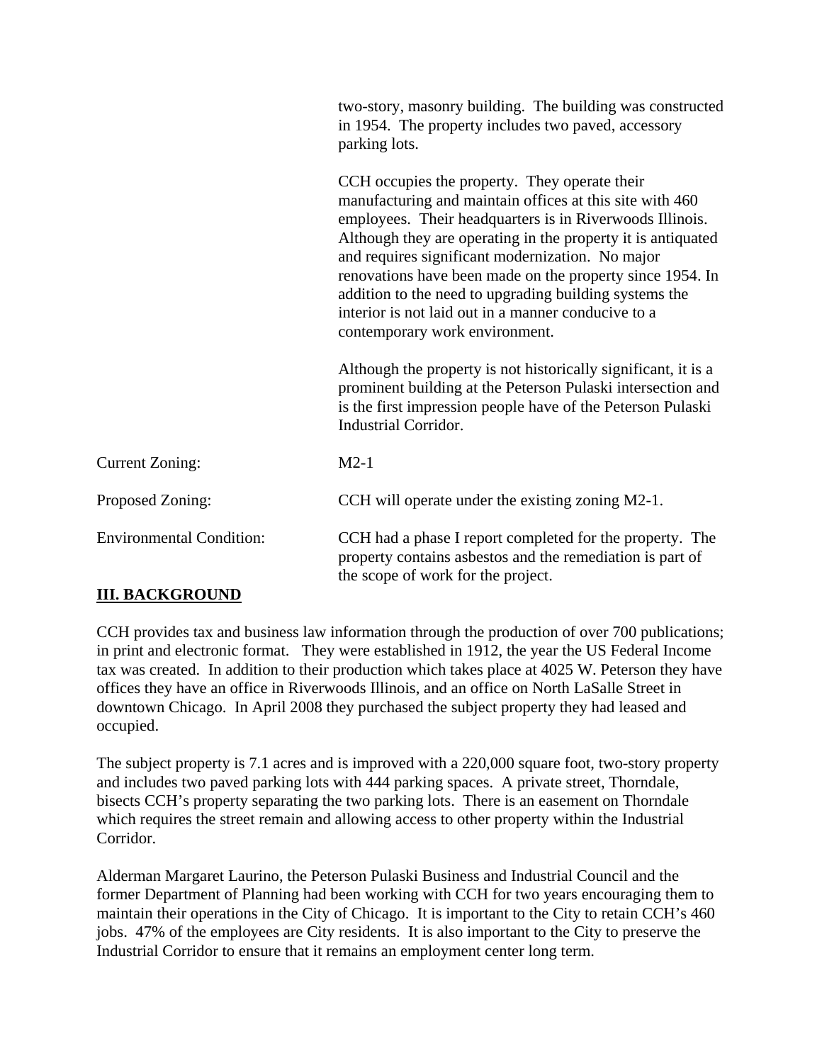| | |
|---|---|
| | two-story, masonry building. The building was constructed in 1954. The property includes two paved, accessory parking lots.<br><br>CCH occupies the property. They operate their manufacturing and maintain offices at this site with 460 employees. Their headquarters is in Riverwoods Illinois. Although they are operating in the property it is antiquated and requires significant modernization. No major renovations have been made on the property since 1954. In addition to the need to upgrading building systems the interior is not laid out in a manner conducive to a contemporary work environment.<br><br>Although the property is not historically significant, it is a prominent building at the Peterson Pulaski intersection and is the first impression people have of the Peterson Pulaski Industrial Corridor. |
| Current Zoning: | M2-1 |
| Proposed Zoning: | CCH will operate under the existing zoning M2-1. |
| Environmental Condition: | CCH had a phase I report completed for the property. The property contains asbestos and the remediation is part of the scope of work for the project. |

## III. BACKGROUND

CCH provides tax and business law information through the production of over 700 publications; in print and electronic format. They were established in 1912, the year the US Federal Income tax was created. In addition to their production which takes place at 4025 W. Peterson they have offices they have an office in Riverwoods Illinois, and an office on North LaSalle Street in downtown Chicago. In April 2008 they purchased the subject property they had leased and occupied.

The subject property is 7.1 acres and is improved with a 220,000 square foot, two-story property and includes two paved parking lots with 444 parking spaces. A private street, Thorndale, bisects CCH's property separating the two parking lots. There is an easement on Thorndale which requires the street remain and allowing access to other property within the Industrial Corridor.

Alderman Margaret Laurino, the Peterson Pulaski Business and Industrial Council and the former Department of Planning had been working with CCH for two years encouraging them to maintain their operations in the City of Chicago. It is important to the City to retain CCH's 460 jobs. 47% of the employees are City residents. It is also important to the City to preserve the Industrial Corridor to ensure that it remains an employment center long term.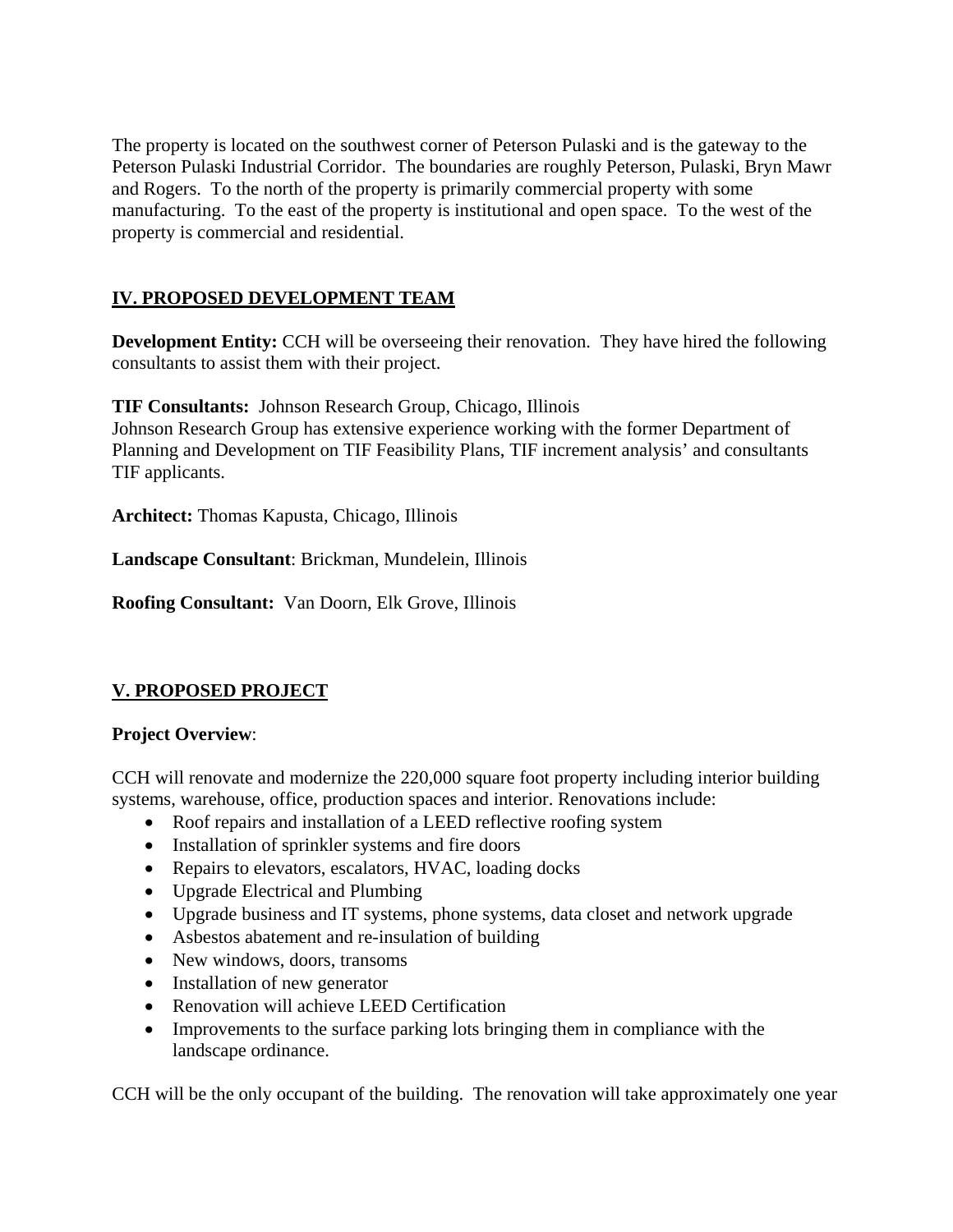The property is located on the southwest corner of Peterson Pulaski and is the gateway to the Peterson Pulaski Industrial Corridor. The boundaries are roughly Peterson, Pulaski, Bryn Mawr and Rogers. To the north of the property is primarily commercial property with some manufacturing. To the east of the property is institutional and open space. To the west of the property is commercial and residential.

## IV. PROPOSED DEVELOPMENT TEAM

**Development Entity:** CCH will be overseeing their renovation. They have hired the following consultants to assist them with their project.

**TIF Consultants:** Johnson Research Group, Chicago, Illinois
Johnson Research Group has extensive experience working with the former Department of Planning and Development on TIF Feasibility Plans, TIF increment analysis' and consultants TIF applicants.

**Architect:** Thomas Kapusta, Chicago, Illinois

**Landscape Consultant**: Brickman, Mundelein, Illinois

**Roofing Consultant:** Van Doorn, Elk Grove, Illinois

## V. PROPOSED PROJECT

**Project Overview**:

CCH will renovate and modernize the 220,000 square foot property including interior building systems, warehouse, office, production spaces and interior. Renovations include:

- Roof repairs and installation of a LEED reflective roofing system
- Installation of sprinkler systems and fire doors
- Repairs to elevators, escalators, HVAC, loading docks
- Upgrade Electrical and Plumbing
- Upgrade business and IT systems, phone systems, data closet and network upgrade
- Asbestos abatement and re-insulation of building
- New windows, doors, transoms
- Installation of new generator
- Renovation will achieve LEED Certification
- Improvements to the surface parking lots bringing them in compliance with the landscape ordinance.

CCH will be the only occupant of the building. The renovation will take approximately one year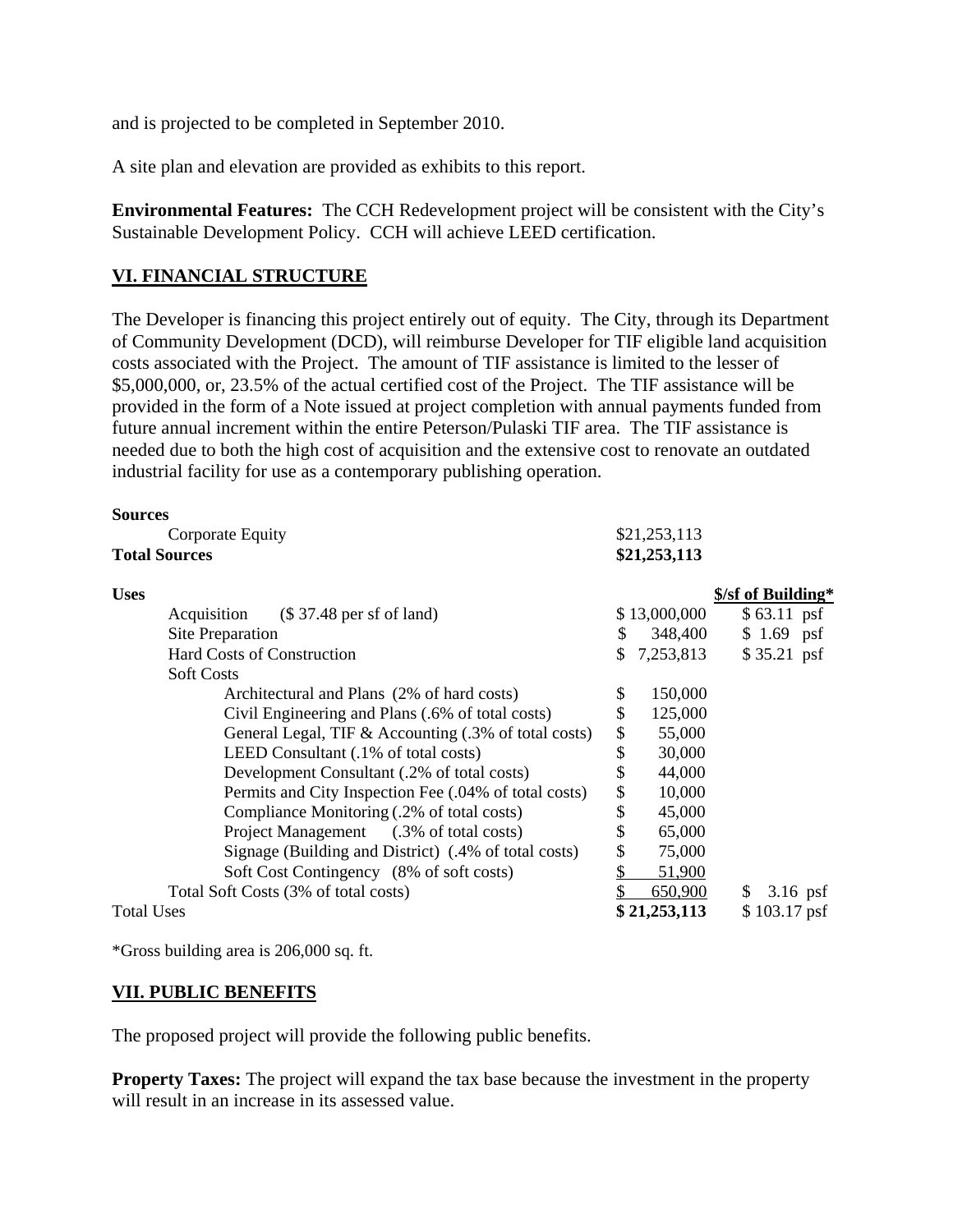and is projected to be completed in September 2010.

A site plan and elevation are provided as exhibits to this report.

**Environmental Features:** The CCH Redevelopment project will be consistent with the City's Sustainable Development Policy. CCH will achieve LEED certification.

## VI. FINANCIAL STRUCTURE

The Developer is financing this project entirely out of equity. The City, through its Department of Community Development (DCD), will reimburse Developer for TIF eligible land acquisition costs associated with the Project. The amount of TIF assistance is limited to the lesser of $5,000,000, or, 23.5% of the actual certified cost of the Project. The TIF assistance will be provided in the form of a Note issued at project completion with annual payments funded from future annual increment within the entire Peterson/Pulaski TIF area. The TIF assistance is needed due to both the high cost of acquisition and the extensive cost to renovate an outdated industrial facility for use as a contemporary publishing operation.

| **Sources** | | |
|---|---|---|
| Corporate Equity | $21,253,113 | |
| **Total Sources** | **$21,253,113** | |

| **Uses** | | **$/sf of Building*** |
|---|---|---|
| Acquisition ($ 37.48 per sf of land) | $ 13,000,000 | $ 63.11 psf |
| Site Preparation | $ 348,400 | $ 1.69 psf |
| Hard Costs of Construction | $ 7,253,813 | $ 35.21 psf |
| Soft Costs | | |
| Architectural and Plans (2% of hard costs) | $ 150,000 | |
| Civil Engineering and Plans (.6% of total costs) | $ 125,000 | |
| General Legal, TIF & Accounting (.3% of total costs) | $ 55,000 | |
| LEED Consultant (.1% of total costs) | $ 30,000 | |
| Development Consultant (.2% of total costs) | $ 44,000 | |
| Permits and City Inspection Fee (.04% of total costs) | $ 10,000 | |
| Compliance Monitoring (.2% of total costs) | $ 45,000 | |
| Project Management (.3% of total costs) | $ 65,000 | |
| Signage (Building and District) (.4% of total costs) | $ 75,000 | |
| Soft Cost Contingency (8% of soft costs) | $ 51,900 | |
| Total Soft Costs (3% of total costs) | $ 650,900 | $ 3.16 psf |
| Total Uses | **$ 21,253,113** | $ 103.17 psf |

*Gross building area is 206,000 sq. ft.

## VII. PUBLIC BENEFITS

The proposed project will provide the following public benefits.

**Property Taxes:** The project will expand the tax base because the investment in the property will result in an increase in its assessed value.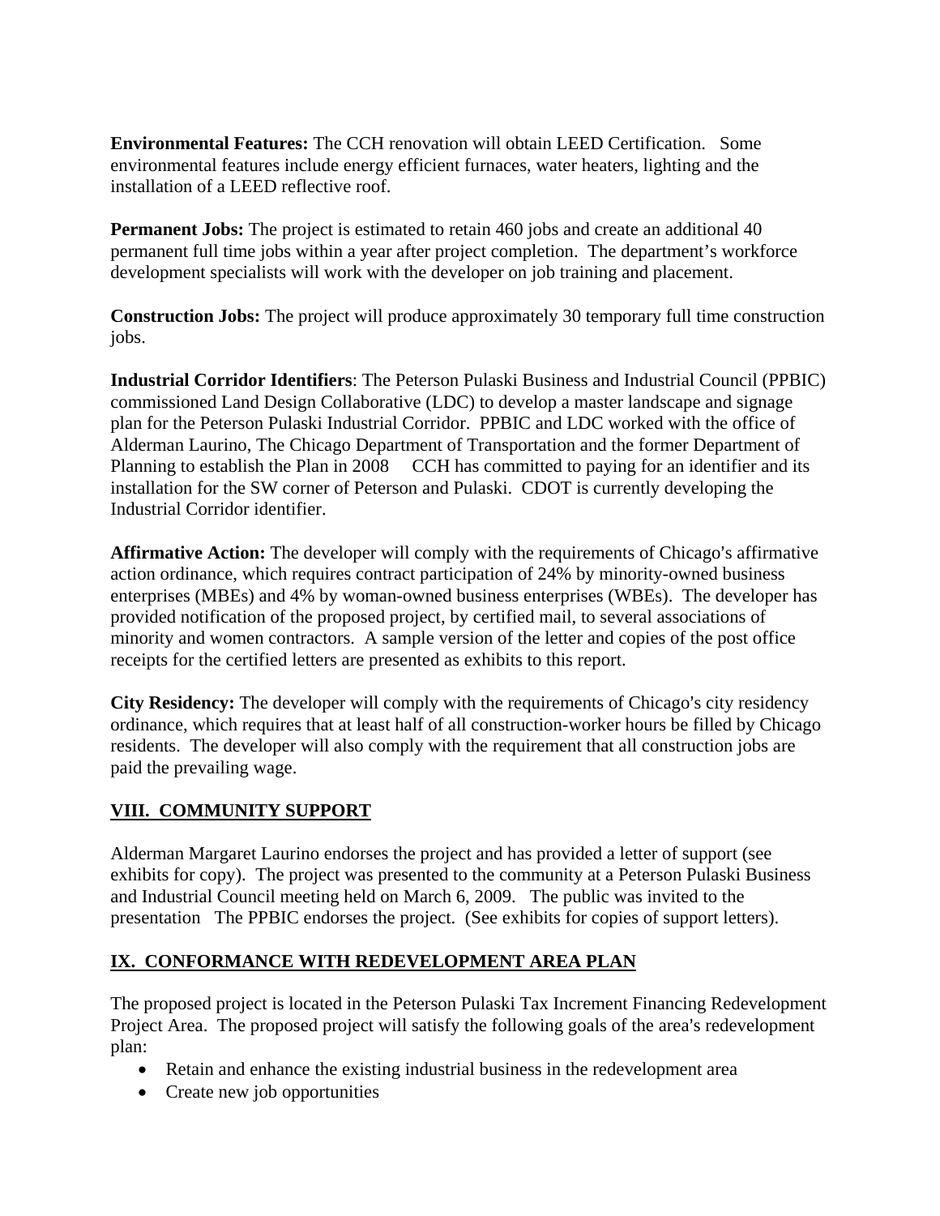**Environmental Features:** The CCH renovation will obtain LEED Certification. Some environmental features include energy efficient furnaces, water heaters, lighting and the installation of a LEED reflective roof.

**Permanent Jobs:** The project is estimated to retain 460 jobs and create an additional 40 permanent full time jobs within a year after project completion. The department's workforce development specialists will work with the developer on job training and placement.

**Construction Jobs:** The project will produce approximately 30 temporary full time construction jobs.

**Industrial Corridor Identifiers**: The Peterson Pulaski Business and Industrial Council (PPBIC) commissioned Land Design Collaborative (LDC) to develop a master landscape and signage plan for the Peterson Pulaski Industrial Corridor. PPBIC and LDC worked with the office of Alderman Laurino, The Chicago Department of Transportation and the former Department of Planning to establish the Plan in 2008 CCH has committed to paying for an identifier and its installation for the SW corner of Peterson and Pulaski. CDOT is currently developing the Industrial Corridor identifier.

**Affirmative Action:** The developer will comply with the requirements of Chicago's affirmative action ordinance, which requires contract participation of 24% by minority-owned business enterprises (MBEs) and 4% by woman-owned business enterprises (WBEs). The developer has provided notification of the proposed project, by certified mail, to several associations of minority and women contractors. A sample version of the letter and copies of the post office receipts for the certified letters are presented as exhibits to this report.

**City Residency:** The developer will comply with the requirements of Chicago's city residency ordinance, which requires that at least half of all construction-worker hours be filled by Chicago residents. The developer will also comply with the requirement that all construction jobs are paid the prevailing wage.

## VIII. COMMUNITY SUPPORT

Alderman Margaret Laurino endorses the project and has provided a letter of support (see exhibits for copy). The project was presented to the community at a Peterson Pulaski Business and Industrial Council meeting held on March 6, 2009. The public was invited to the presentation The PPBIC endorses the project. (See exhibits for copies of support letters).

## IX. CONFORMANCE WITH REDEVELOPMENT AREA PLAN

The proposed project is located in the Peterson Pulaski Tax Increment Financing Redevelopment Project Area. The proposed project will satisfy the following goals of the area's redevelopment plan:

- Retain and enhance the existing industrial business in the redevelopment area
- Create new job opportunities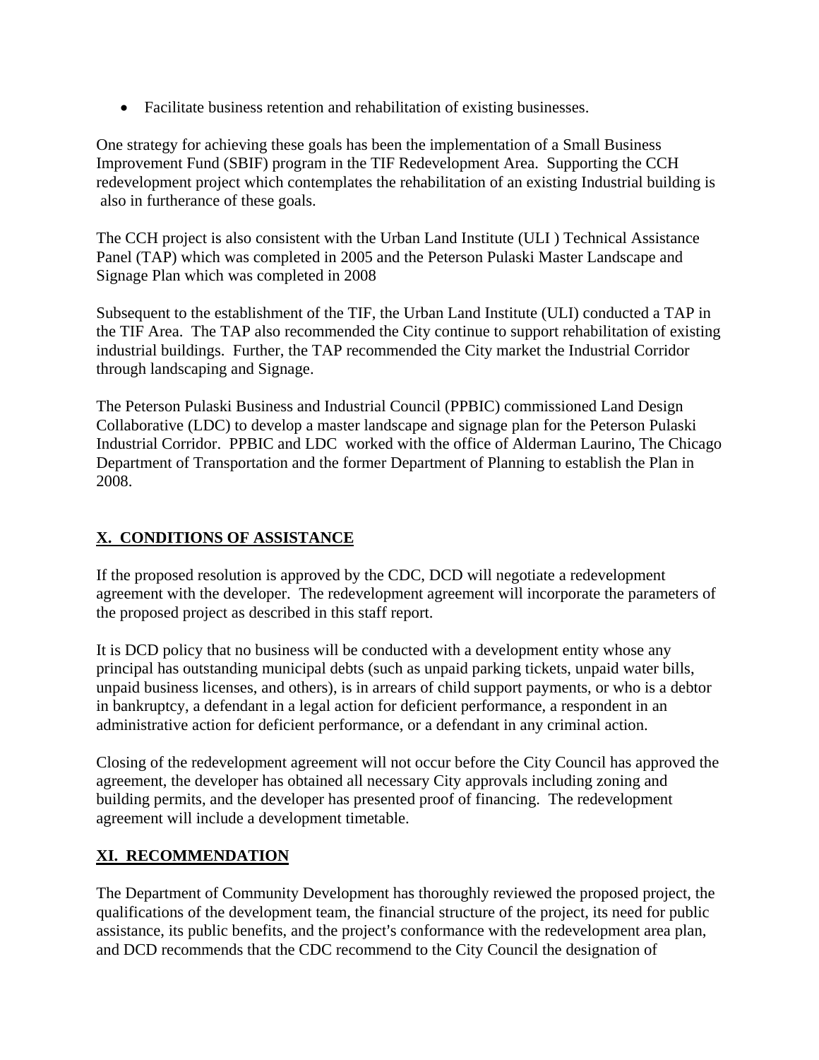- Facilitate business retention and rehabilitation of existing businesses.

One strategy for achieving these goals has been the implementation of a Small Business Improvement Fund (SBIF) program in the TIF Redevelopment Area. Supporting the CCH redevelopment project which contemplates the rehabilitation of an existing Industrial building is also in furtherance of these goals.

The CCH project is also consistent with the Urban Land Institute (ULI ) Technical Assistance Panel (TAP) which was completed in 2005 and the Peterson Pulaski Master Landscape and Signage Plan which was completed in 2008

Subsequent to the establishment of the TIF, the Urban Land Institute (ULI) conducted a TAP in the TIF Area. The TAP also recommended the City continue to support rehabilitation of existing industrial buildings. Further, the TAP recommended the City market the Industrial Corridor through landscaping and Signage.

The Peterson Pulaski Business and Industrial Council (PPBIC) commissioned Land Design Collaborative (LDC) to develop a master landscape and signage plan for the Peterson Pulaski Industrial Corridor. PPBIC and LDC worked with the office of Alderman Laurino, The Chicago Department of Transportation and the former Department of Planning to establish the Plan in 2008.

## X. CONDITIONS OF ASSISTANCE

If the proposed resolution is approved by the CDC, DCD will negotiate a redevelopment agreement with the developer. The redevelopment agreement will incorporate the parameters of the proposed project as described in this staff report.

It is DCD policy that no business will be conducted with a development entity whose any principal has outstanding municipal debts (such as unpaid parking tickets, unpaid water bills, unpaid business licenses, and others), is in arrears of child support payments, or who is a debtor in bankruptcy, a defendant in a legal action for deficient performance, a respondent in an administrative action for deficient performance, or a defendant in any criminal action.

Closing of the redevelopment agreement will not occur before the City Council has approved the agreement, the developer has obtained all necessary City approvals including zoning and building permits, and the developer has presented proof of financing. The redevelopment agreement will include a development timetable.

## XI. RECOMMENDATION

The Department of Community Development has thoroughly reviewed the proposed project, the qualifications of the development team, the financial structure of the project, its need for public assistance, its public benefits, and the project's conformance with the redevelopment area plan, and DCD recommends that the CDC recommend to the City Council the designation of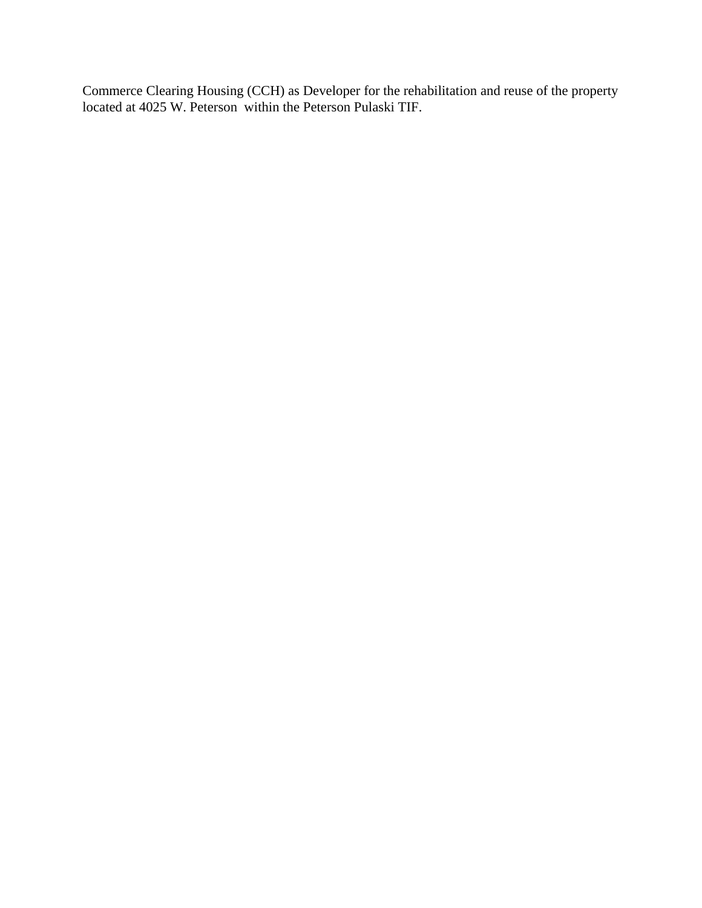Commerce Clearing Housing (CCH) as Developer for the rehabilitation and reuse of the property located at 4025 W. Peterson within the Peterson Pulaski TIF.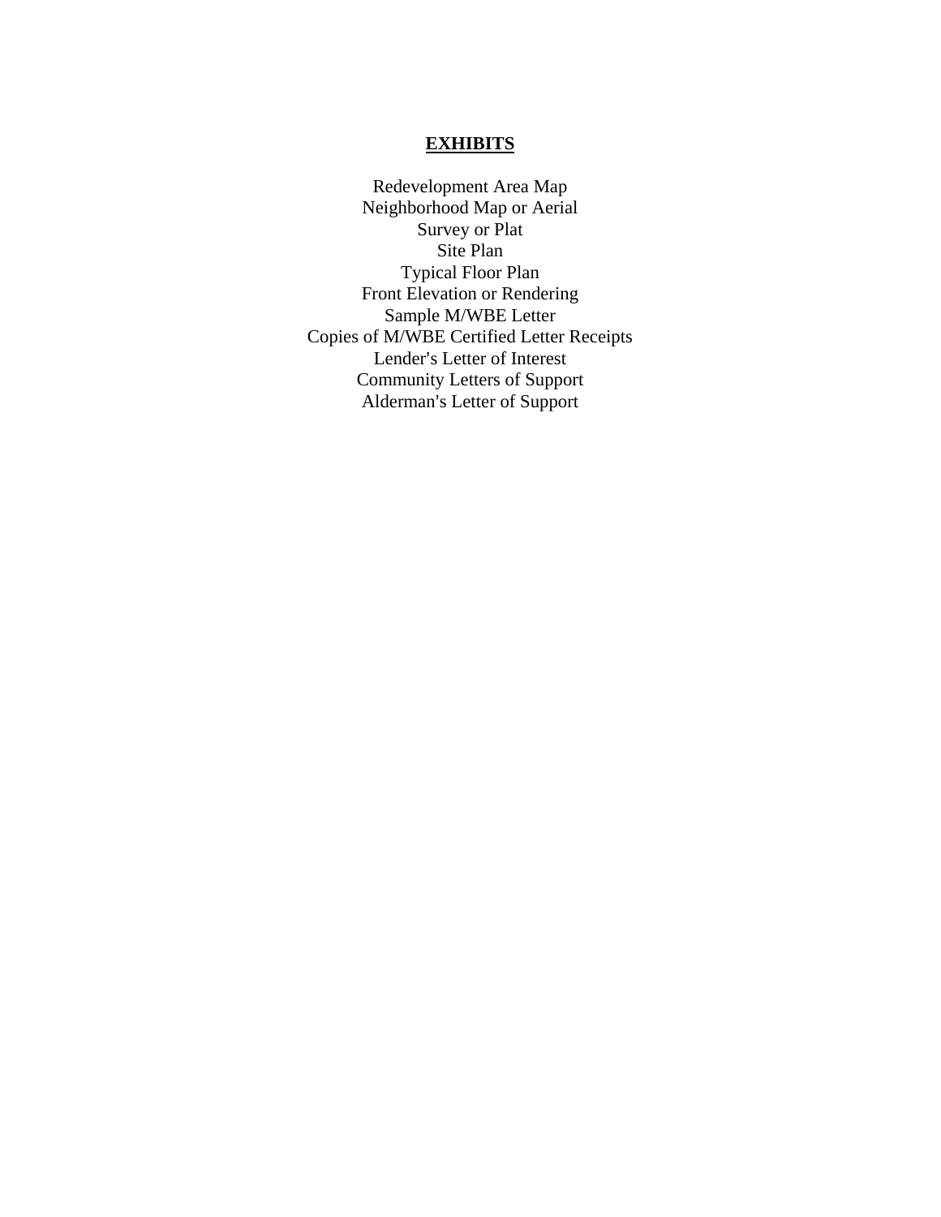## EXHIBITS

Redevelopment Area Map
Neighborhood Map or Aerial
Survey or Plat
Site Plan
Typical Floor Plan
Front Elevation or Rendering
Sample M/WBE Letter
Copies of M/WBE Certified Letter Receipts
Lender's Letter of Interest
Community Letters of Support
Alderman's Letter of Support